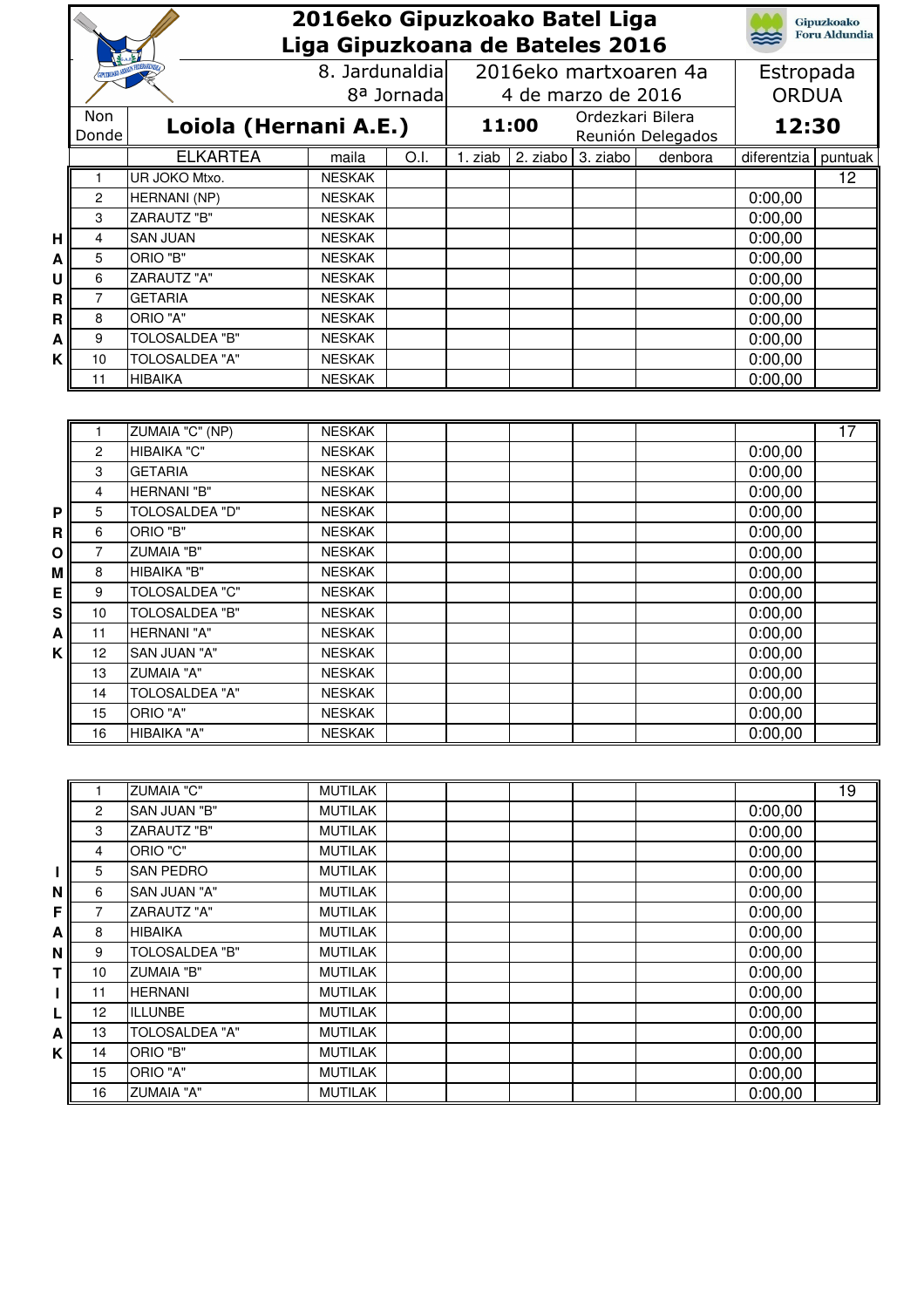# 2016eko Gipuzkoako Batel Liga
# Liga Gipuzkoana de Bateles 2016

Gipuzkoako Foru Aldundia

| 8. Jardunaldia / 8ª Jornada | 2016eko martxoaren 4a / 4 de marzo de 2016 | Estropada ORDUA |
|---|---|---|
| **Non / Donde:** Loiola (Hernani A.E.) | 11:00 — Ordezkari Bilera / Reunión Delegados | 12:30 |

## HAURRAK

| | ELKARTEA | maila | O.I. | 1. ziab | 2. ziabo | 3. ziabo | denbora | diferentzia | puntuak |
|---|---|---|---|---|---|---|---|---|---|
| 1 | UR JOKO Mtxo. | NESKAK | | | | | | | 12 |
| 2 | HERNANI (NP) | NESKAK | | | | | | 0:00,00 | |
| 3 | ZARAUTZ "B" | NESKAK | | | | | | 0:00,00 | |
| 4 | SAN JUAN | NESKAK | | | | | | 0:00,00 | |
| 5 | ORIO "B" | NESKAK | | | | | | 0:00,00 | |
| 6 | ZARAUTZ "A" | NESKAK | | | | | | 0:00,00 | |
| 7 | GETARIA | NESKAK | | | | | | 0:00,00 | |
| 8 | ORIO "A" | NESKAK | | | | | | 0:00,00 | |
| 9 | TOLOSALDEA "B" | NESKAK | | | | | | 0:00,00 | |
| 10 | TOLOSALDEA "A" | NESKAK | | | | | | 0:00,00 | |
| 11 | HIBAIKA | NESKAK | | | | | | 0:00,00 | |

## PROMESAK

| | ELKARTEA | maila | O.I. | 1. ziab | 2. ziabo | 3. ziabo | denbora | diferentzia | puntuak |
|---|---|---|---|---|---|---|---|---|---|
| 1 | ZUMAIA "C" (NP) | NESKAK | | | | | | | 17 |
| 2 | HIBAIKA "C" | NESKAK | | | | | | 0:00,00 | |
| 3 | GETARIA | NESKAK | | | | | | 0:00,00 | |
| 4 | HERNANI "B" | NESKAK | | | | | | 0:00,00 | |
| 5 | TOLOSALDEA "D" | NESKAK | | | | | | 0:00,00 | |
| 6 | ORIO "B" | NESKAK | | | | | | 0:00,00 | |
| 7 | ZUMAIA "B" | NESKAK | | | | | | 0:00,00 | |
| 8 | HIBAIKA "B" | NESKAK | | | | | | 0:00,00 | |
| 9 | TOLOSALDEA "C" | NESKAK | | | | | | 0:00,00 | |
| 10 | TOLOSALDEA "B" | NESKAK | | | | | | 0:00,00 | |
| 11 | HERNANI "A" | NESKAK | | | | | | 0:00,00 | |
| 12 | SAN JUAN "A" | NESKAK | | | | | | 0:00,00 | |
| 13 | ZUMAIA "A" | NESKAK | | | | | | 0:00,00 | |
| 14 | TOLOSALDEA "A" | NESKAK | | | | | | 0:00,00 | |
| 15 | ORIO "A" | NESKAK | | | | | | 0:00,00 | |
| 16 | HIBAIKA "A" | NESKAK | | | | | | 0:00,00 | |

## INFANTILAK

| | ELKARTEA | maila | O.I. | 1. ziab | 2. ziabo | 3. ziabo | denbora | diferentzia | puntuak |
|---|---|---|---|---|---|---|---|---|---|
| 1 | ZUMAIA "C" | MUTILAK | | | | | | | 19 |
| 2 | SAN JUAN "B" | MUTILAK | | | | | | 0:00,00 | |
| 3 | ZARAUTZ "B" | MUTILAK | | | | | | 0:00,00 | |
| 4 | ORIO "C" | MUTILAK | | | | | | 0:00,00 | |
| 5 | SAN PEDRO | MUTILAK | | | | | | 0:00,00 | |
| 6 | SAN JUAN "A" | MUTILAK | | | | | | 0:00,00 | |
| 7 | ZARAUTZ "A" | MUTILAK | | | | | | 0:00,00 | |
| 8 | HIBAIKA | MUTILAK | | | | | | 0:00,00 | |
| 9 | TOLOSALDEA "B" | MUTILAK | | | | | | 0:00,00 | |
| 10 | ZUMAIA "B" | MUTILAK | | | | | | 0:00,00 | |
| 11 | HERNANI | MUTILAK | | | | | | 0:00,00 | |
| 12 | ILLUNBE | MUTILAK | | | | | | 0:00,00 | |
| 13 | TOLOSALDEA "A" | MUTILAK | | | | | | 0:00,00 | |
| 14 | ORIO "B" | MUTILAK | | | | | | 0:00,00 | |
| 15 | ORIO "A" | MUTILAK | | | | | | 0:00,00 | |
| 16 | ZUMAIA "A" | MUTILAK | | | | | | 0:00,00 | |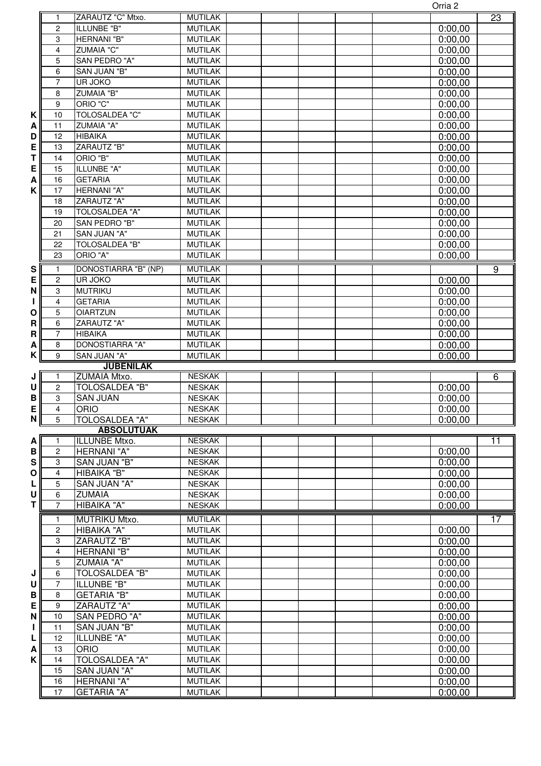| | | | | | | | | | | |
|---|---|---|---|---|---|---|---|---|---|---|
| KADETEAK | 1 | ZARAUTZ "C" Mtxo. | MUTILAK | | | | | | | 23 |
| | 2 | ILLUNBE "B" | MUTILAK | | | | | | 0:00,00 | |
| | 3 | HERNANI "B" | MUTILAK | | | | | | 0:00,00 | |
| | 4 | ZUMAIA "C" | MUTILAK | | | | | | 0:00,00 | |
| | 5 | SAN PEDRO "A" | MUTILAK | | | | | | 0:00,00 | |
| | 6 | SAN JUAN "B" | MUTILAK | | | | | | 0:00,00 | |
| | 7 | UR JOKO | MUTILAK | | | | | | 0:00,00 | |
| | 8 | ZUMAIA "B" | MUTILAK | | | | | | 0:00,00 | |
| | 9 | ORIO "C" | MUTILAK | | | | | | 0:00,00 | |
| | 10 | TOLOSALDEA "C" | MUTILAK | | | | | | 0:00,00 | |
| | 11 | ZUMAIA "A" | MUTILAK | | | | | | 0:00,00 | |
| | 12 | HIBAIKA | MUTILAK | | | | | | 0:00,00 | |
| | 13 | ZARAUTZ "B" | MUTILAK | | | | | | 0:00,00 | |
| | 14 | ORIO "B" | MUTILAK | | | | | | 0:00,00 | |
| | 15 | ILLUNBE "A" | MUTILAK | | | | | | 0:00,00 | |
| | 16 | GETARIA | MUTILAK | | | | | | 0:00,00 | |
| | 17 | HERNANI "A" | MUTILAK | | | | | | 0:00,00 | |
| | 18 | ZARAUTZ "A" | MUTILAK | | | | | | 0:00,00 | |
| | 19 | TOLOSALDEA "A" | MUTILAK | | | | | | 0:00,00 | |
| | 20 | SAN PEDRO "B" | MUTILAK | | | | | | 0:00,00 | |
| | 21 | SAN JUAN "A" | MUTILAK | | | | | | 0:00,00 | |
| | 22 | TOLOSALDEA "B" | MUTILAK | | | | | | 0:00,00 | |
| | 23 | ORIO "A" | MUTILAK | | | | | | 0:00,00 | |
| SENIORRAK | 1 | DONOSTIARRA "B" (NP) | MUTILAK | | | | | | | 9 |
| | 2 | UR JOKO | MUTILAK | | | | | | 0:00,00 | |
| | 3 | MUTRIKU | MUTILAK | | | | | | 0:00,00 | |
| | 4 | GETARIA | MUTILAK | | | | | | 0:00,00 | |
| | 5 | OIARTZUN | MUTILAK | | | | | | 0:00,00 | |
| | 6 | ZARAUTZ "A" | MUTILAK | | | | | | 0:00,00 | |
| | 7 | HIBAIKA | MUTILAK | | | | | | 0:00,00 | |
| | 8 | DONOSTIARRA "A" | MUTILAK | | | | | | 0:00,00 | |
| | 9 | SAN JUAN "A" | MUTILAK | | | | | | 0:00,00 | |
| | | **JUBENILAK** | | | | | | | | |
| JUBEN | 1 | ZUMAIA Mtxo. | NESKAK | | | | | | | 6 |
| | 2 | TOLOSALDEA "B" | NESKAK | | | | | | 0:00,00 | |
| | 3 | SAN JUAN | NESKAK | | | | | | 0:00,00 | |
| | 4 | ORIO | NESKAK | | | | | | 0:00,00 | |
| | 5 | TOLOSALDEA "A" | NESKAK | | | | | | 0:00,00 | |
| | | **ABSOLUTUAK** | | | | | | | | |
| ABSOLUT | 1 | ILLUNBE Mtxo. | NESKAK | | | | | | | 11 |
| | 2 | HERNANI "A" | NESKAK | | | | | | 0:00,00 | |
| | 3 | SAN JUAN "B" | NESKAK | | | | | | 0:00,00 | |
| | 4 | HIBAIKA "B" | NESKAK | | | | | | 0:00,00 | |
| | 5 | SAN JUAN "A" | NESKAK | | | | | | 0:00,00 | |
| | 6 | ZUMAIA | NESKAK | | | | | | 0:00,00 | |
| | 7 | HIBAIKA "A" | NESKAK | | | | | | 0:00,00 | |
| JUBENILAK | 1 | MUTRIKU Mtxo. | MUTILAK | | | | | | | 17 |
| | 2 | HIBAIKA "A" | MUTILAK | | | | | | 0:00,00 | |
| | 3 | ZARAUTZ "B" | MUTILAK | | | | | | 0:00,00 | |
| | 4 | HERNANI "B" | MUTILAK | | | | | | 0:00,00 | |
| | 5 | ZUMAIA "A" | MUTILAK | | | | | | 0:00,00 | |
| | 6 | TOLOSALDEA "B" | MUTILAK | | | | | | 0:00,00 | |
| | 7 | ILLUNBE "B" | MUTILAK | | | | | | 0:00,00 | |
| | 8 | GETARIA "B" | MUTILAK | | | | | | 0:00,00 | |
| | 9 | ZARAUTZ "A" | MUTILAK | | | | | | 0:00,00 | |
| | 10 | SAN PEDRO "A" | MUTILAK | | | | | | 0:00,00 | |
| | 11 | SAN JUAN "B" | MUTILAK | | | | | | 0:00,00 | |
| | 12 | ILLUNBE "A" | MUTILAK | | | | | | 0:00,00 | |
| | 13 | ORIO | MUTILAK | | | | | | 0:00,00 | |
| | 14 | TOLOSALDEA "A" | MUTILAK | | | | | | 0:00,00 | |
| | 15 | SAN JUAN "A" | MUTILAK | | | | | | 0:00,00 | |
| | 16 | HERNANI "A" | MUTILAK | | | | | | 0:00,00 | |
| | 17 | GETARIA "A" | MUTILAK | | | | | | 0:00,00 | |